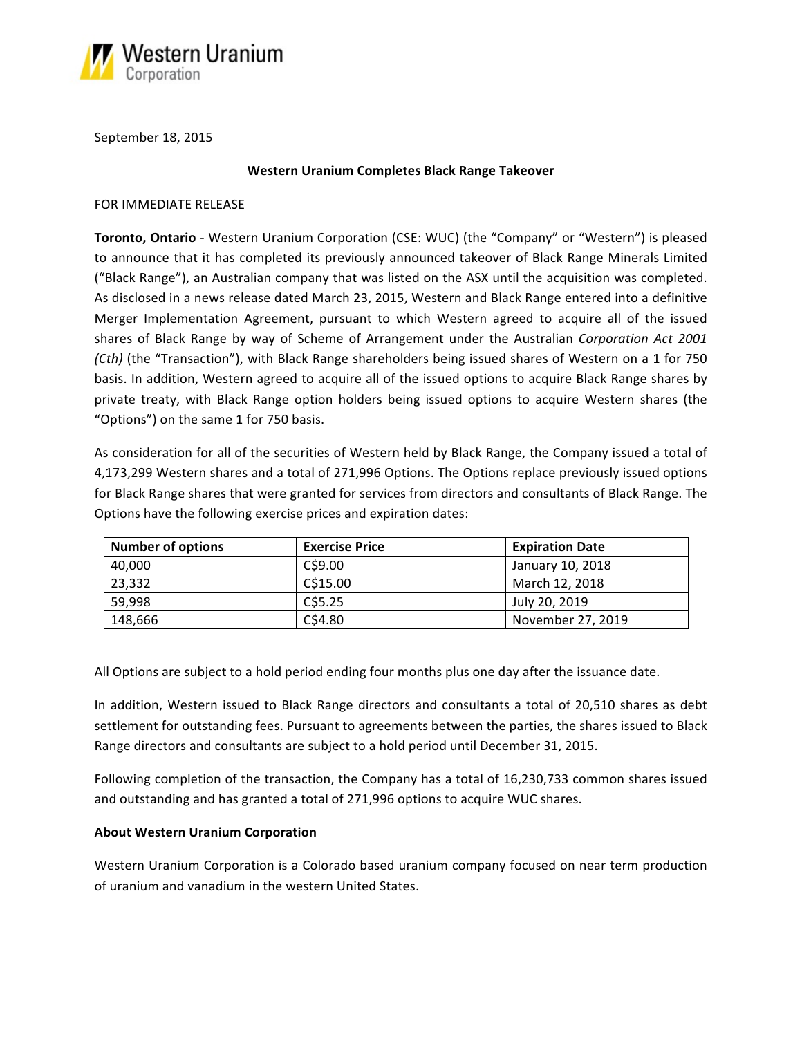Western Uranium Corporation

September 18, 2015

**Western Uranium Completes Black Range Takeover**

FOR IMMEDIATE RELEASE

**Toronto, Ontario** - Western Uranium Corporation (CSE: WUC) (the "Company" or "Western") is pleased to announce that it has completed its previously announced takeover of Black Range Minerals Limited ("Black Range"), an Australian company that was listed on the ASX until the acquisition was completed. As disclosed in a news release dated March 23, 2015, Western and Black Range entered into a definitive Merger Implementation Agreement, pursuant to which Western agreed to acquire all of the issued shares of Black Range by way of Scheme of Arrangement under the Australian *Corporation Act 2001 (Cth)* (the "Transaction"), with Black Range shareholders being issued shares of Western on a 1 for 750 basis. In addition, Western agreed to acquire all of the issued options to acquire Black Range shares by private treaty, with Black Range option holders being issued options to acquire Western shares (the "Options") on the same 1 for 750 basis.

As consideration for all of the securities of Western held by Black Range, the Company issued a total of 4,173,299 Western shares and a total of 271,996 Options. The Options replace previously issued options for Black Range shares that were granted for services from directors and consultants of Black Range. The Options have the following exercise prices and expiration dates:

| Number of options | Exercise Price | Expiration Date |
|---|---|---|
| 40,000 | C$9.00 | January 10, 2018 |
| 23,332 | C$15.00 | March 12, 2018 |
| 59,998 | C$5.25 | July 20, 2019 |
| 148,666 | C$4.80 | November 27, 2019 |

All Options are subject to a hold period ending four months plus one day after the issuance date.

In addition, Western issued to Black Range directors and consultants a total of 20,510 shares as debt settlement for outstanding fees. Pursuant to agreements between the parties, the shares issued to Black Range directors and consultants are subject to a hold period until December 31, 2015.

Following completion of the transaction, the Company has a total of 16,230,733 common shares issued and outstanding and has granted a total of 271,996 options to acquire WUC shares.

**About Western Uranium Corporation**

Western Uranium Corporation is a Colorado based uranium company focused on near term production of uranium and vanadium in the western United States.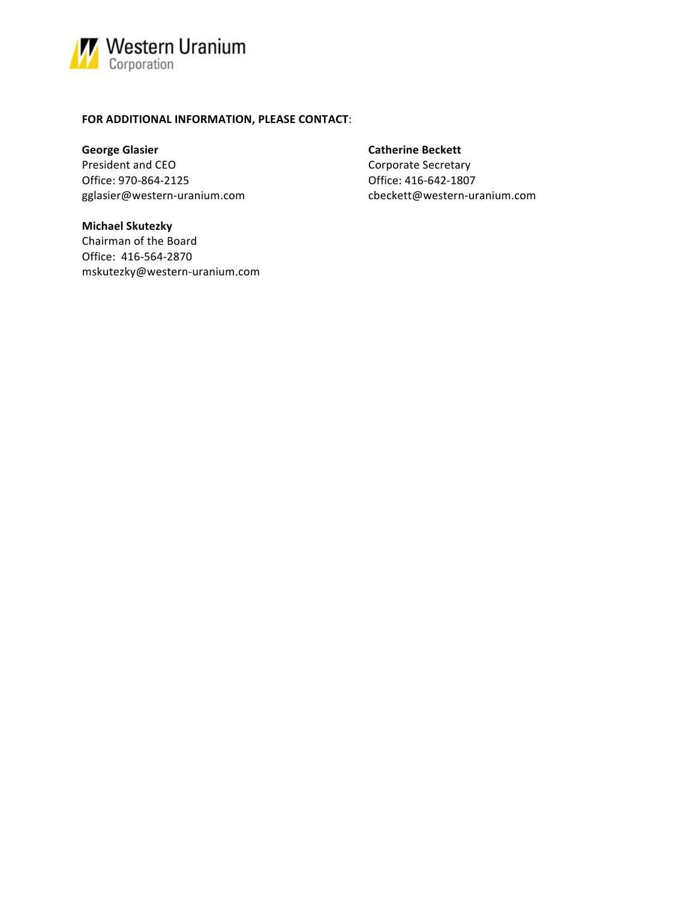**FOR ADDITIONAL INFORMATION, PLEASE CONTACT**:

**George Glasier**
President and CEO
Office: 970-864-2125
gglasier@western-uranium.com

**Catherine Beckett**
Corporate Secretary
Office: 416-642-1807
cbeckett@western-uranium.com

**Michael Skutezky**
Chairman of the Board
Office: 416-564-2870
mskutezky@western-uranium.com